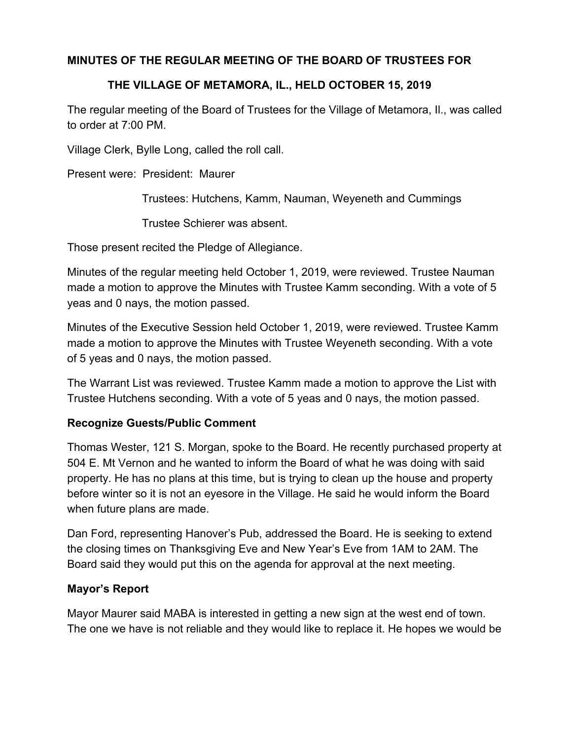**MINUTES OF THE REGULAR MEETING OF THE BOARD OF TRUSTEES FOR THE VILLAGE OF METAMORA, IL., HELD OCTOBER 15, 2019**

The regular meeting of the Board of Trustees for the Village of Metamora, Il., was called to order at 7:00 PM.

Village Clerk, Bylle Long, called the roll call.

Present were: President: Maurer

Trustees: Hutchens, Kamm, Nauman, Weyeneth and Cummings

Trustee Schierer was absent.

Those present recited the Pledge of Allegiance.

Minutes of the regular meeting held October 1, 2019, were reviewed. Trustee Nauman made a motion to approve the Minutes with Trustee Kamm seconding. With a vote of 5 yeas and 0 nays, the motion passed.

Minutes of the Executive Session held October 1, 2019, were reviewed. Trustee Kamm made a motion to approve the Minutes with Trustee Weyeneth seconding. With a vote of 5 yeas and 0 nays, the motion passed.

The Warrant List was reviewed. Trustee Kamm made a motion to approve the List with Trustee Hutchens seconding. With a vote of 5 yeas and 0 nays, the motion passed.

**Recognize Guests/Public Comment**

Thomas Wester, 121 S. Morgan, spoke to the Board. He recently purchased property at 504 E. Mt Vernon and he wanted to inform the Board of what he was doing with said property. He has no plans at this time, but is trying to clean up the house and property before winter so it is not an eyesore in the Village. He said he would inform the Board when future plans are made.

Dan Ford, representing Hanover's Pub, addressed the Board. He is seeking to extend the closing times on Thanksgiving Eve and New Year's Eve from 1AM to 2AM. The Board said they would put this on the agenda for approval at the next meeting.

**Mayor's Report**

Mayor Maurer said MABA is interested in getting a new sign at the west end of town. The one we have is not reliable and they would like to replace it. He hopes we would be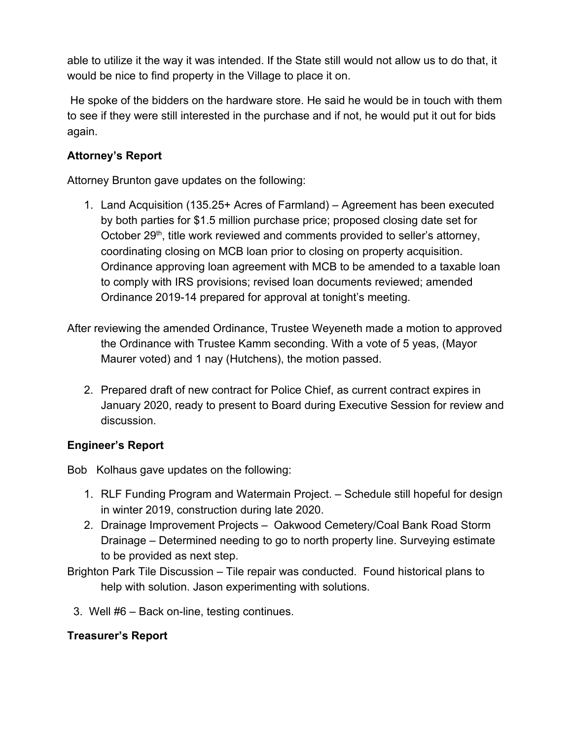able to utilize it the way it was intended. If the State still would not allow us to do that, it would be nice to find property in the Village to place it on.

He spoke of the bidders on the hardware store. He said he would be in touch with them to see if they were still interested in the purchase and if not, he would put it out for bids again.

**Attorney's Report**

Attorney Brunton gave updates on the following:

1. Land Acquisition (135.25+ Acres of Farmland) – Agreement has been executed by both parties for $1.5 million purchase price; proposed closing date set for October 29th, title work reviewed and comments provided to seller's attorney, coordinating closing on MCB loan prior to closing on property acquisition. Ordinance approving loan agreement with MCB to be amended to a taxable loan to comply with IRS provisions; revised loan documents reviewed; amended Ordinance 2019-14 prepared for approval at tonight's meeting.

After reviewing the amended Ordinance, Trustee Weyeneth made a motion to approved the Ordinance with Trustee Kamm seconding. With a vote of 5 yeas, (Mayor Maurer voted) and 1 nay (Hutchens), the motion passed.

2. Prepared draft of new contract for Police Chief, as current contract expires in January 2020, ready to present to Board during Executive Session for review and discussion.

**Engineer's Report**

Bob Kolhaus gave updates on the following:

1. RLF Funding Program and Watermain Project. – Schedule still hopeful for design in winter 2019, construction during late 2020.
2. Drainage Improvement Projects – Oakwood Cemetery/Coal Bank Road Storm Drainage – Determined needing to go to north property line. Surveying estimate to be provided as next step.

Brighton Park Tile Discussion – Tile repair was conducted. Found historical plans to help with solution. Jason experimenting with solutions.

3. Well #6 – Back on-line, testing continues.

**Treasurer's Report**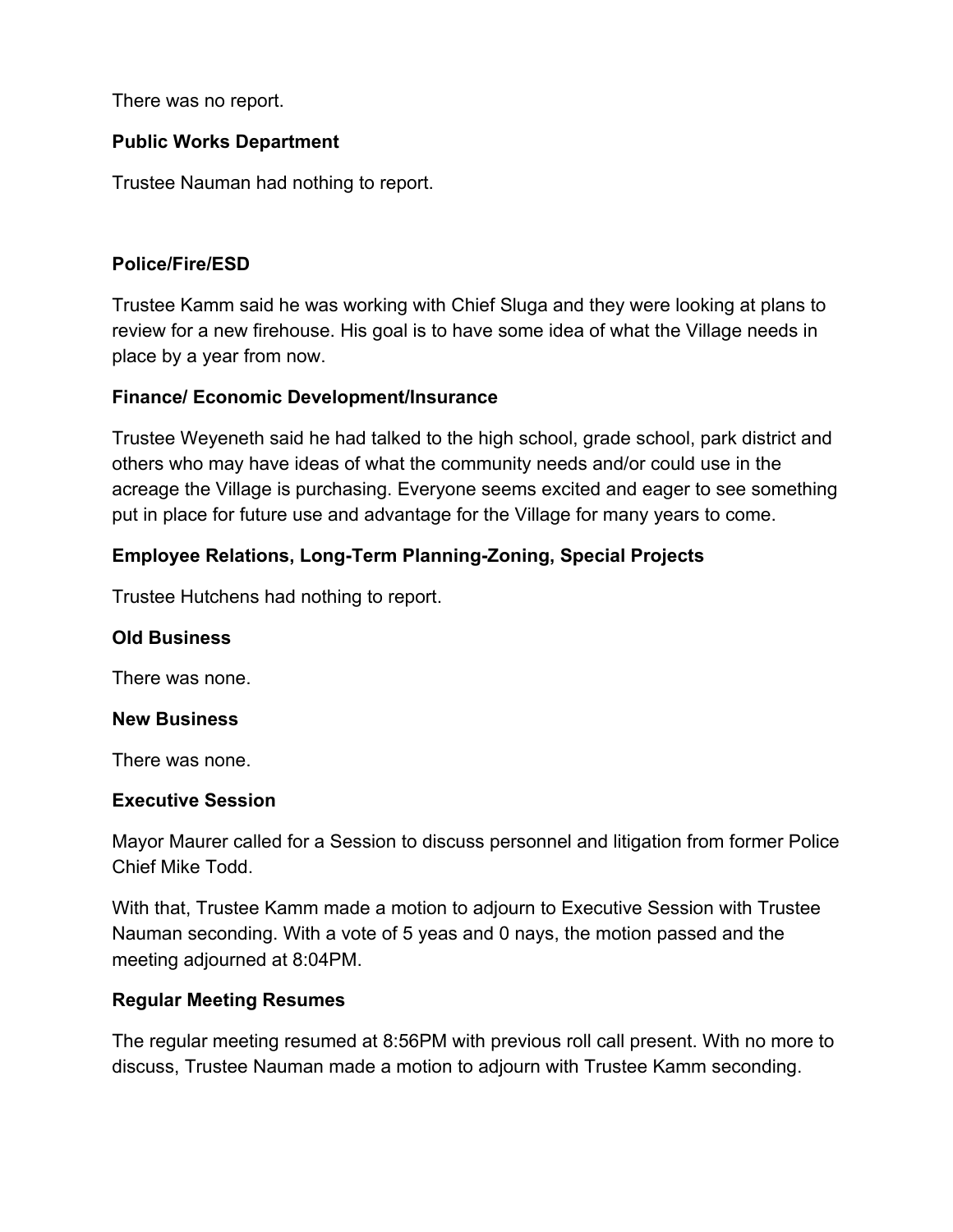There was no report.

**Public Works Department**

Trustee Nauman had nothing to report.

**Police/Fire/ESD**

Trustee Kamm said he was working with Chief Sluga and they were looking at plans to review for a new firehouse. His goal is to have some idea of what the Village needs in place by a year from now.

**Finance/ Economic Development/Insurance**

Trustee Weyeneth said he had talked to the high school, grade school, park district and others who may have ideas of what the community needs and/or could use in the acreage the Village is purchasing. Everyone seems excited and eager to see something put in place for future use and advantage for the Village for many years to come.

**Employee Relations, Long-Term Planning-Zoning, Special Projects**

Trustee Hutchens had nothing to report.

**Old Business**

There was none.

**New Business**

There was none.

**Executive Session**

Mayor Maurer called for a Session to discuss personnel and litigation from former Police Chief Mike Todd.

With that, Trustee Kamm made a motion to adjourn to Executive Session with Trustee Nauman seconding. With a vote of 5 yeas and 0 nays, the motion passed and the meeting adjourned at 8:04PM.

**Regular Meeting Resumes**

The regular meeting resumed at 8:56PM with previous roll call present. With no more to discuss, Trustee Nauman made a motion to adjourn with Trustee Kamm seconding.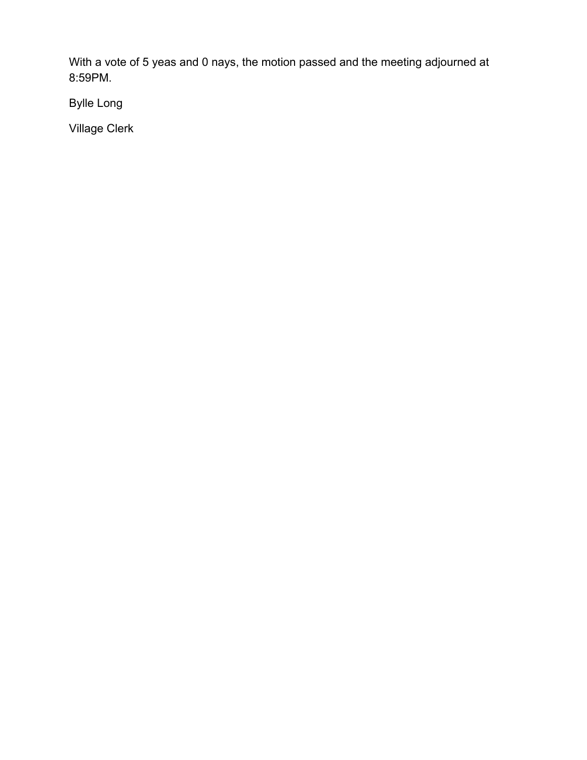With a vote of 5 yeas and 0 nays, the motion passed and the meeting adjourned at 8:59PM.

Bylle Long

Village Clerk